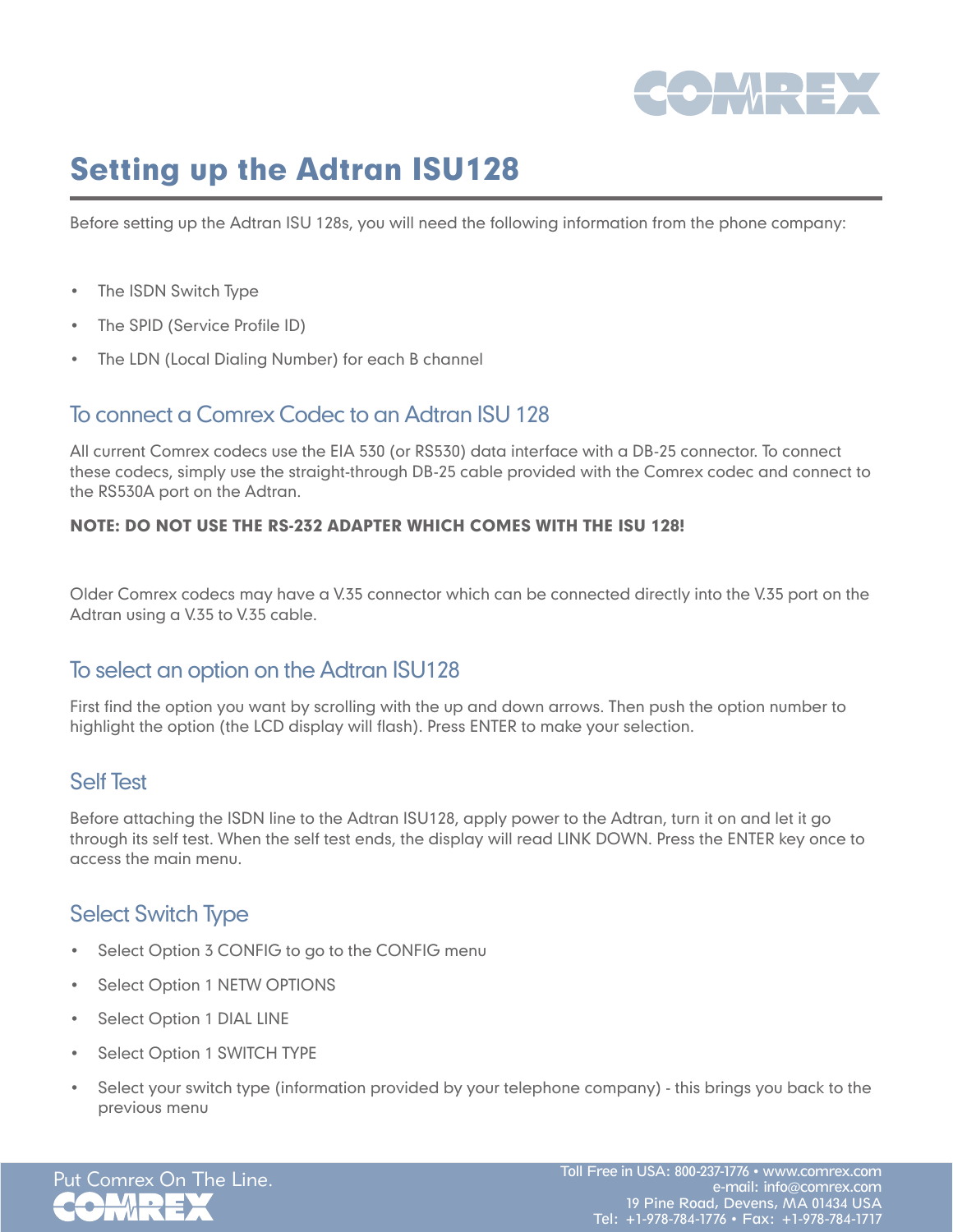// Setting up the Adtran ISU128

# Setting up the Adtran ISU128

Before setting up the Adtran ISU 128s, you will need the following information from the phone company:

- The ISDN Switch Type
- The SPID (Service Profile ID)
- The LDN (Local Dialing Number) for each B channel

## To connect a Comrex Codec to an Adtran ISU 128

All current Comrex codecs use the EIA 530 (or RS530) data interface with a DB-25 connector. To connect these codecs, simply use the straight-through DB-25 cable provided with the Comrex codec and connect to the RS530A port on the Adtran.

**NOTE: DO NOT USE THE RS-232 ADAPTER WHICH COMES WITH THE ISU 128!**

Older Comrex codecs may have a V.35 connector which can be connected directly into the V.35 port on the Adtran using a V.35 to V.35 cable.

## To select an option on the Adtran ISU128

First find the option you want by scrolling with the up and down arrows. Then push the option number to highlight the option (the LCD display will flash). Press ENTER to make your selection.

## Self Test

Before attaching the ISDN line to the Adtran ISU128, apply power to the Adtran, turn it on and let it go through its self test. When the self test ends, the display will read LINK DOWN. Press the ENTER key once to access the main menu.

## Select Switch Type

- Select Option 3 CONFIG to go to the CONFIG menu
- Select Option 1 NETW OPTIONS
- Select Option 1 DIAL LINE
- Select Option 1 SWITCH TYPE
- Select your switch type (information provided by your telephone company) - this brings you back to the previous menu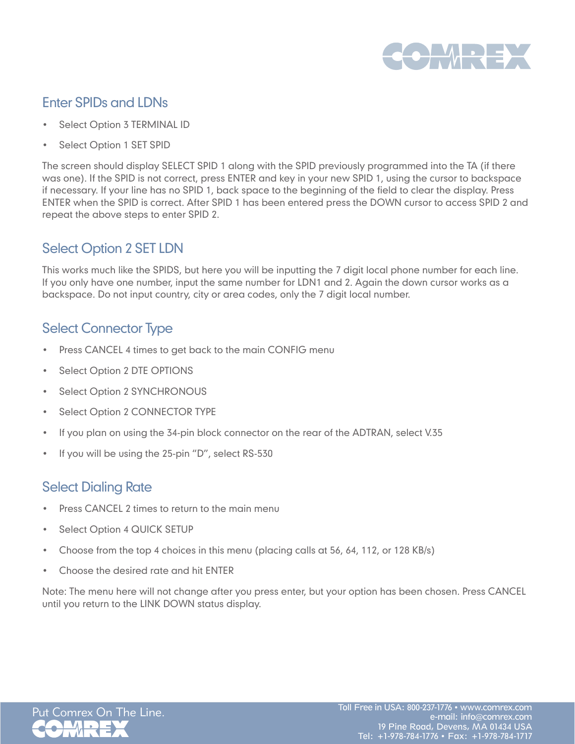## Enter SPIDs and LDNs

- Select Option 3 TERMINAL ID
- Select Option 1 SET SPID

The screen should display SELECT SPID 1 along with the SPID previously programmed into the TA (if there was one). If the SPID is not correct, press ENTER and key in your new SPID 1, using the cursor to backspace if necessary. If your line has no SPID 1, back space to the beginning of the field to clear the display. Press ENTER when the SPID is correct. After SPID 1 has been entered press the DOWN cursor to access SPID 2 and repeat the above steps to enter SPID 2.

## Select Option 2 SET LDN

This works much like the SPIDS, but here you will be inputting the 7 digit local phone number for each line. If you only have one number, input the same number for LDN1 and 2. Again the down cursor works as a backspace. Do not input country, city or area codes, only the 7 digit local number.

## Select Connector Type

- Press CANCEL 4 times to get back to the main CONFIG menu
- Select Option 2 DTE OPTIONS
- Select Option 2 SYNCHRONOUS
- Select Option 2 CONNECTOR TYPE
- If you plan on using the 34-pin block connector on the rear of the ADTRAN, select V.35
- If you will be using the 25-pin "D", select RS-530

## Select Dialing Rate

- Press CANCEL 2 times to return to the main menu
- Select Option 4 QUICK SETUP
- Choose from the top 4 choices in this menu (placing calls at 56, 64, 112, or 128 KB/s)
- Choose the desired rate and hit ENTER

Note: The menu here will not change after you press enter, but your option has been chosen. Press CANCEL until you return to the LINK DOWN status display.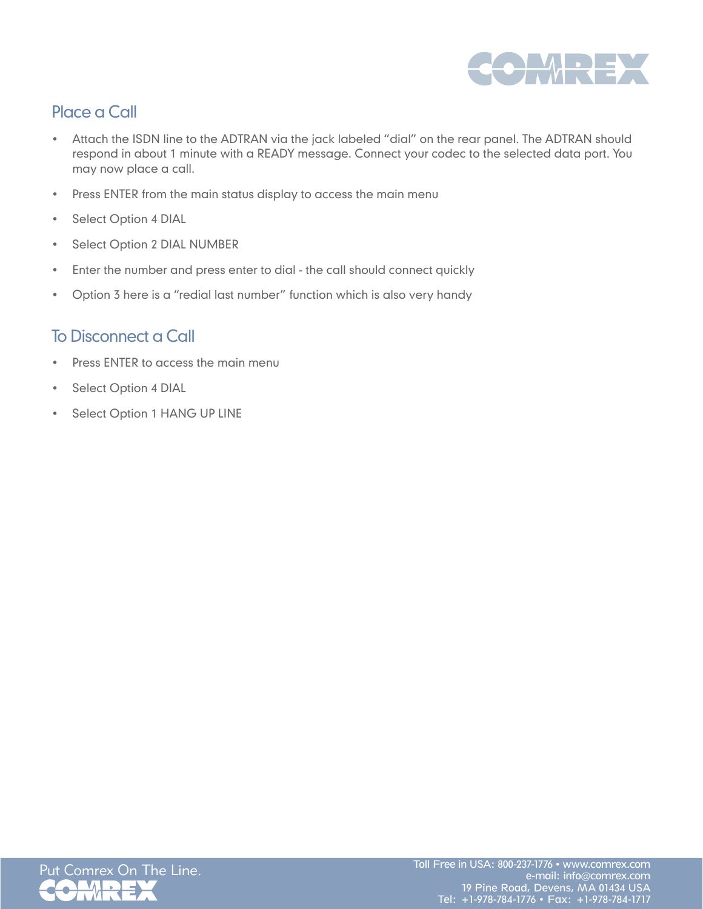## Place a Call

- Attach the ISDN line to the ADTRAN via the jack labeled "dial" on the rear panel. The ADTRAN should respond in about 1 minute with a READY message. Connect your codec to the selected data port. You may now place a call.
- Press ENTER from the main status display to access the main menu
- Select Option 4 DIAL
- Select Option 2 DIAL NUMBER
- Enter the number and press enter to dial - the call should connect quickly
- Option 3 here is a "redial last number" function which is also very handy

## To Disconnect a Call

- Press ENTER to access the main menu
- Select Option 4 DIAL
- Select Option 1 HANG UP LINE